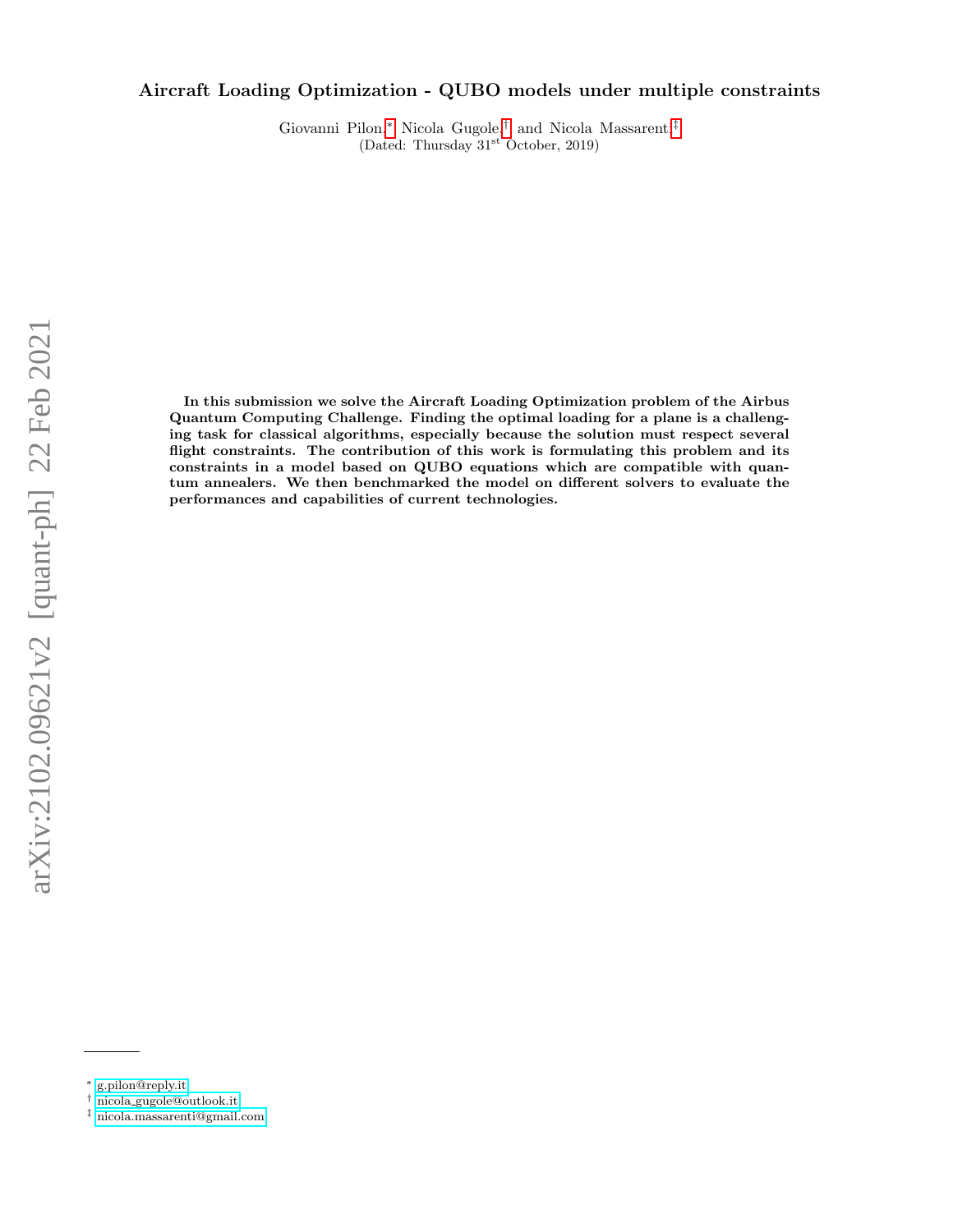# Aircraft Loading Optimization - QUBO models under multiple constraints

Giovanni Pilon,[*] Nicola Gugole,[†] and Nicola Massarenti[‡]

(Dated: Thursday 31st October, 2019)

**In this submission we solve the Aircraft Loading Optimization problem of the Airbus Quantum Computing Challenge. Finding the optimal loading for a plane is a challenging task for classical algorithms, especially because the solution must respect several flight constraints. The contribution of this work is formulating this problem and its constraints in a model based on QUBO equations which are compatible with quantum annealers. We then benchmarked the model on different solvers to evaluate the performances and capabilities of current technologies.**

---

[*] g.pilon@reply.it

[†] nicola_gugole@outlook.it

[‡] nicola.massarenti@gmail.com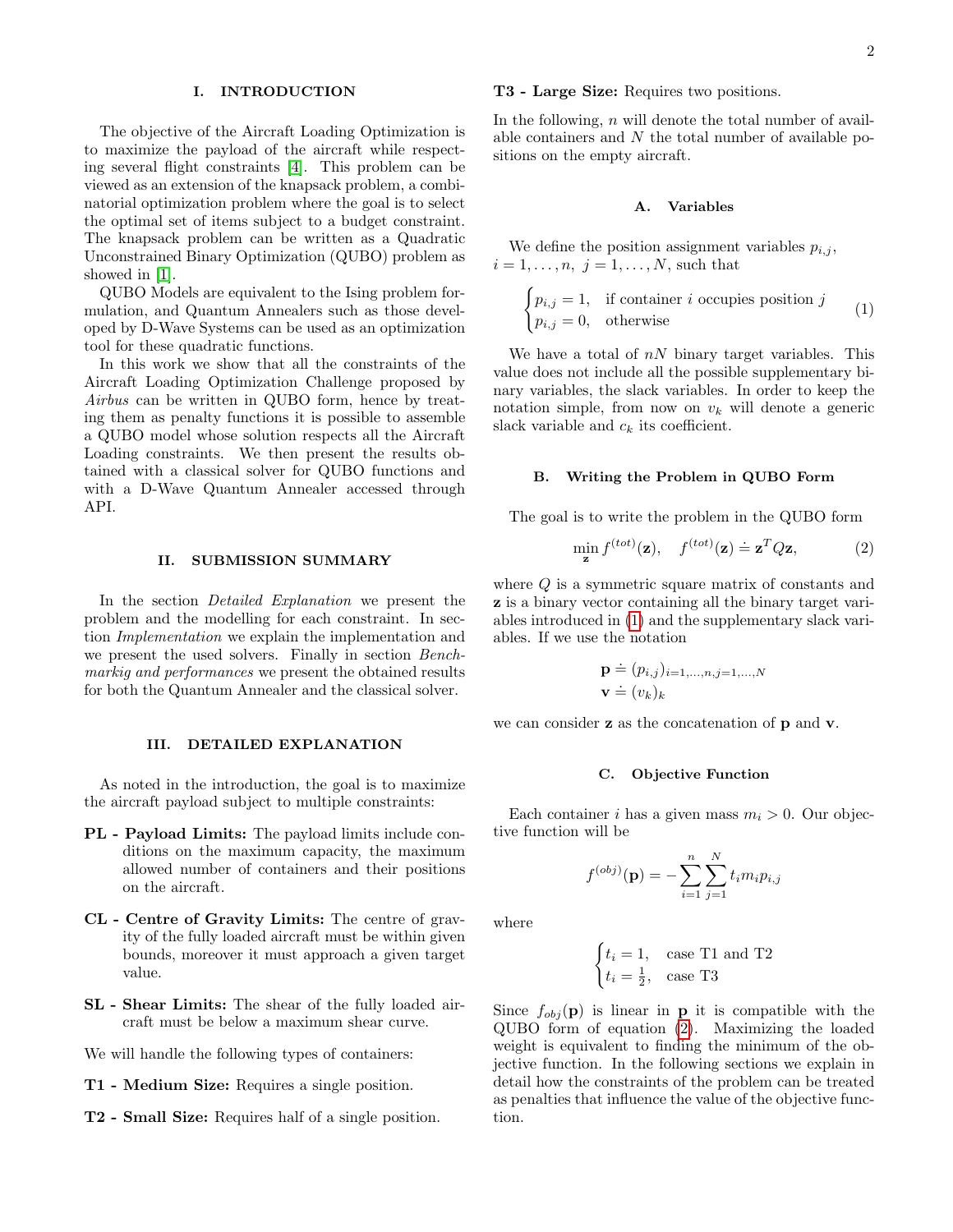## I. INTRODUCTION

The objective of the Aircraft Loading Optimization is to maximize the payload of the aircraft while respecting several flight constraints [4]. This problem can be viewed as an extension of the knapsack problem, a combinatorial optimization problem where the goal is to select the optimal set of items subject to a budget constraint. The knapsack problem can be written as a Quadratic Unconstrained Binary Optimization (QUBO) problem as showed in [1].

QUBO Models are equivalent to the Ising problem formulation, and Quantum Annealers such as those developed by D-Wave Systems can be used as an optimization tool for these quadratic functions.

In this work we show that all the constraints of the Aircraft Loading Optimization Challenge proposed by *Airbus* can be written in QUBO form, hence by treating them as penalty functions it is possible to assemble a QUBO model whose solution respects all the Aircraft Loading constraints. We then present the results obtained with a classical solver for QUBO functions and with a D-Wave Quantum Annealer accessed through API.

## II. SUBMISSION SUMMARY

In the section *Detailed Explanation* we present the problem and the modelling for each constraint. In section *Implementation* we explain the implementation and we present the used solvers. Finally in section *Benchmarkig and performances* we present the obtained results for both the Quantum Annealer and the classical solver.

## III. DETAILED EXPLANATION

As noted in the introduction, the goal is to maximize the aircraft payload subject to multiple constraints:

**PL - Payload Limits:** The payload limits include conditions on the maximum capacity, the maximum allowed number of containers and their positions on the aircraft.

**CL - Centre of Gravity Limits:** The centre of gravity of the fully loaded aircraft must be within given bounds, moreover it must approach a given target value.

**SL - Shear Limits:** The shear of the fully loaded aircraft must be below a maximum shear curve.

We will handle the following types of containers:

**T1 - Medium Size:** Requires a single position.

**T2 - Small Size:** Requires half of a single position.

**T3 - Large Size:** Requires two positions.

In the following, $n$ will denote the total number of available containers and $N$ the total number of available positions on the empty aircraft.

### A. Variables

We define the position assignment variables $p_{i,j}$, $i = 1, \ldots, n,\ j = 1, \ldots, N$, such that

$$\begin{cases} p_{i,j} = 1, & \text{if container } i \text{ occupies position } j \\ p_{i,j} = 0, & \text{otherwise} \end{cases} \tag{1}$$

We have a total of $nN$ binary target variables. This value does not include all the possible supplementary binary variables, the slack variables. In order to keep the notation simple, from now on $v_k$ will denote a generic slack variable and $c_k$ its coefficient.

### B. Writing the Problem in QUBO Form

The goal is to write the problem in the QUBO form

$$\min_{\mathbf{z}} f^{(tot)}(\mathbf{z}), \quad f^{(tot)}(\mathbf{z}) \doteq \mathbf{z}^T Q \mathbf{z}, \tag{2}$$

where $Q$ is a symmetric square matrix of constants and $\mathbf{z}$ is a binary vector containing all the binary target variables introduced in (1) and the supplementary slack variables. If we use the notation

$$\mathbf{p} \doteq (p_{i,j})_{i=1,\ldots,n, j=1,\ldots,N}$$
$$\mathbf{v} \doteq (v_k)_k$$

we can consider $\mathbf{z}$ as the concatenation of $\mathbf{p}$ and $\mathbf{v}$.

### C. Objective Function

Each container $i$ has a given mass $m_i > 0$. Our objective function will be

$$f^{(obj)}(\mathbf{p}) = -\sum_{i=1}^{n} \sum_{j=1}^{N} t_i m_i p_{i,j}$$

where

$$\begin{cases} t_i = 1, & \text{case T1 and T2} \\ t_i = \frac{1}{2}, & \text{case T3} \end{cases}$$

Since $f_{obj}(\mathbf{p})$ is linear in $\mathbf{p}$ it is compatible with the QUBO form of equation (2). Maximizing the loaded weight is equivalent to finding the minimum of the objective function. In the following sections we explain in detail how the constraints of the problem can be treated as penalties that influence the value of the objective function.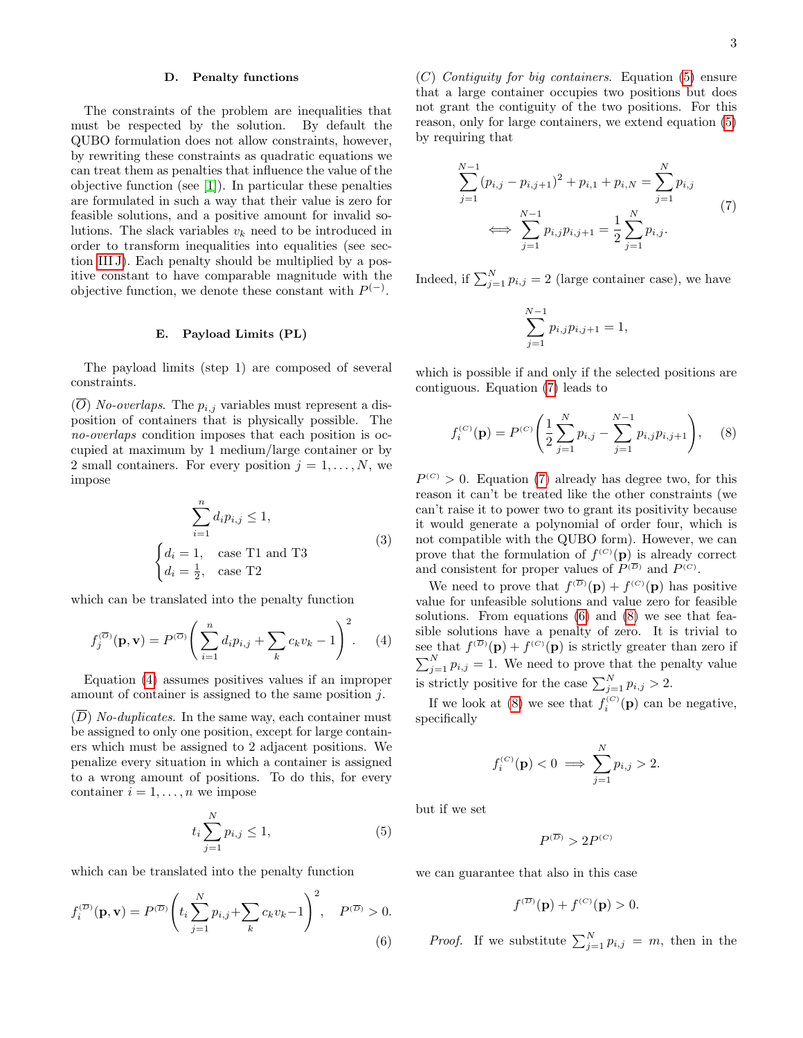### D. Penalty functions

The constraints of the problem are inequalities that must be respected by the solution. By default the QUBO formulation does not allow constraints, however, by rewriting these constraints as quadratic equations we can treat them as penalties that influence the value of the objective function (see [1]). In particular these penalties are formulated in such a way that their value is zero for feasible solutions, and a positive amount for invalid solutions. The slack variables $v_k$ need to be introduced in order to transform inequalities into equalities (see section III J). Each penalty should be multiplied by a positive constant to have comparable magnitude with the objective function, we denote these constant with $P^{(-)}$.

### E. Payload Limits (PL)

The payload limits (step 1) are composed of several constraints.

($\overline{O}$) *No-overlaps*. The $p_{i,j}$ variables must represent a disposition of containers that is physically possible. The *no-overlaps* condition imposes that each position is occupied at maximum by 1 medium/large container or by 2 small containers. For every position $j = 1, \dots, N$, we impose

$$\sum_{i=1}^{n} d_i p_{i,j} \leq 1, \qquad \begin{cases} d_i = 1, & \text{case T1 and T3} \\ d_i = \frac{1}{2}, & \text{case T2} \end{cases} \tag{3}$$

which can be translated into the penalty function

$$f_j^{(\overline{O})}(\mathbf{p}, \mathbf{v}) = P^{(\overline{O})} \left( \sum_{i=1}^{n} d_i p_{i,j} + \sum_k c_k v_k - 1 \right)^2. \tag{4}$$

Equation (4) assumes positives values if an improper amount of container is assigned to the same position $j$.

($\overline{D}$) *No-duplicates*. In the same way, each container must be assigned to only one position, except for large containers which must be assigned to 2 adjacent positions. We penalize every situation in which a container is assigned to a wrong amount of positions. To do this, for every container $i = 1, \dots, n$ we impose

$$t_i \sum_{j=1}^{N} p_{i,j} \leq 1, \tag{5}$$

which can be translated into the penalty function

$$f_i^{(\overline{D})}(\mathbf{p}, \mathbf{v}) = P^{(\overline{D})} \left( t_i \sum_{j=1}^{N} p_{i,j} + \sum_k c_k v_k - 1 \right)^2, \quad P^{(\overline{D})} > 0. \tag{6}$$

($C$) *Contiguity for big containers*. Equation (5) ensure that a large container occupies two positions but does not grant the contiguity of the two positions. For this reason, only for large containers, we extend equation (5) by requiring that

$$\begin{gathered} \sum_{j=1}^{N-1} (p_{i,j} - p_{i,j+1})^2 + p_{i,1} + p_{i,N} = \sum_{j=1}^{N} p_{i,j} \\ \iff \sum_{j=1}^{N-1} p_{i,j} p_{i,j+1} = \frac{1}{2} \sum_{j=1}^{N} p_{i,j}. \end{gathered} \tag{7}$$

Indeed, if $\sum_{j=1}^{N} p_{i,j} = 2$ (large container case), we have

$$\sum_{j=1}^{N-1} p_{i,j} p_{i,j+1} = 1,$$

which is possible if and only if the selected positions are contiguous. Equation (7) leads to

$$f_i^{(C)}(\mathbf{p}) = P^{(C)} \left( \frac{1}{2} \sum_{j=1}^{N} p_{i,j} - \sum_{j=1}^{N-1} p_{i,j} p_{i,j+1} \right), \tag{8}$$

$P^{(C)} > 0$. Equation (7) already has degree two, for this reason it can't be treated like the other constraints (we can't raise it to power two to grant its positivity because it would generate a polynomial of order four, which is not compatible with the QUBO form). However, we can prove that the formulation of $f^{(C)}(\mathbf{p})$ is already correct and consistent for proper values of $P^{(\overline{D})}$ and $P^{(C)}$.

We need to prove that $f^{(\overline{D})}(\mathbf{p}) + f^{(C)}(\mathbf{p})$ has positive value for unfeasible solutions and value zero for feasible solutions. From equations (6) and (8) we see that feasible solutions have a penalty of zero. It is trivial to see that $f^{(\overline{D})}(\mathbf{p}) + f^{(C)}(\mathbf{p})$ is strictly greater than zero if $\sum_{j=1}^{N} p_{i,j} = 1$. We need to prove that the penalty value is strictly positive for the case $\sum_{j=1}^{N} p_{i,j} > 2$.

If we look at (8) we see that $f_i^{(C)}(\mathbf{p})$ can be negative, specifically

$$f_i^{(C)}(\mathbf{p}) < 0 \implies \sum_{j=1}^{N} p_{i,j} > 2.$$

but if we set

$$P^{(\overline{D})} > 2P^{(C)}$$

we can guarantee that also in this case

$$f^{(\overline{D})}(\mathbf{p}) + f^{(C)}(\mathbf{p}) > 0.$$

*Proof.* If we substitute $\sum_{j=1}^{N} p_{i,j} = m$, then in the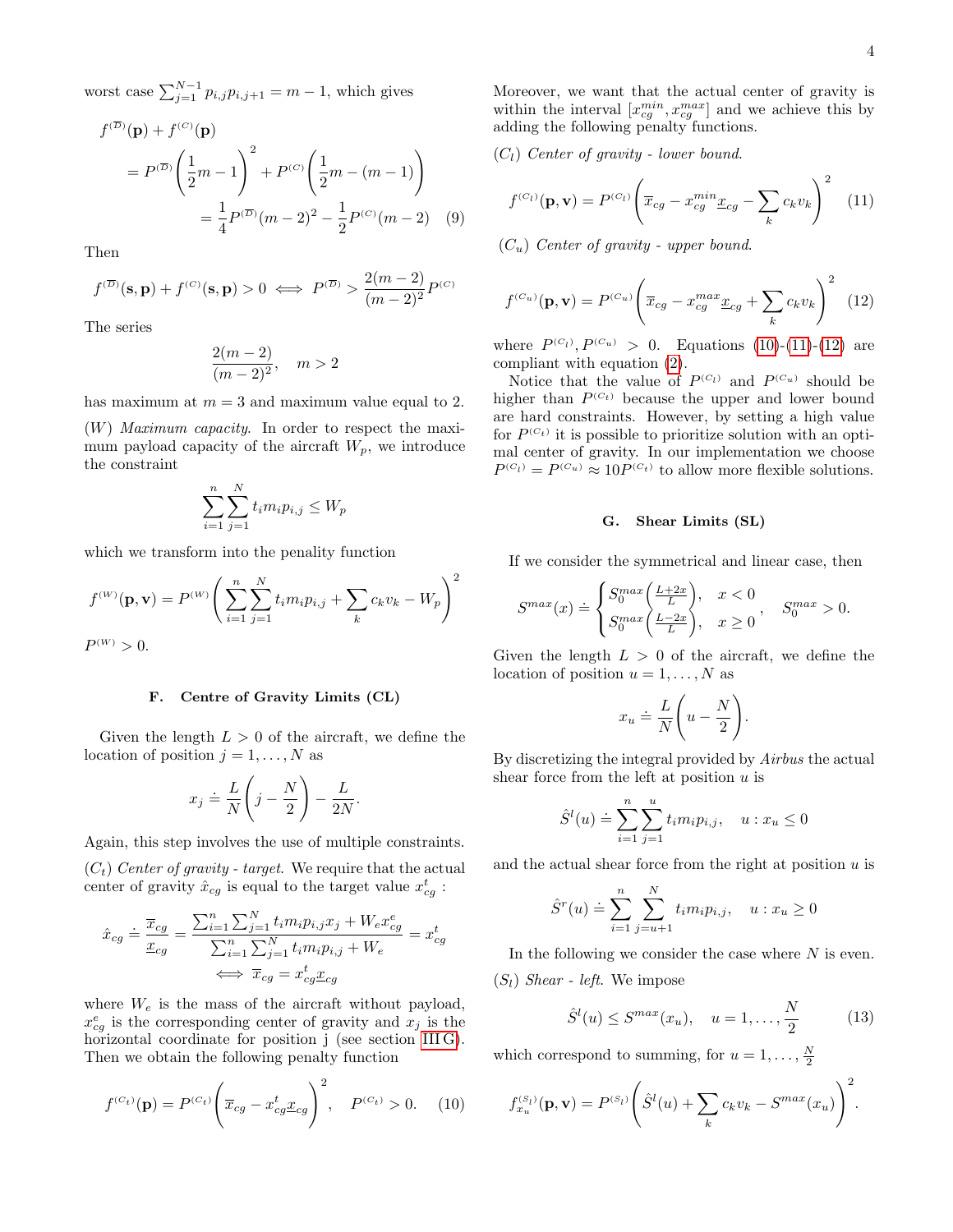worst case $\sum_{j=1}^{N-1} p_{i,j}p_{i,j+1} = m-1$, which gives

$$
\begin{aligned}
&f^{(\overline{D})}(\mathbf{p}) + f^{(C)}(\mathbf{p}) \\
&\quad = P^{(\overline{D})}\left(\frac{1}{2}m - 1\right)^2 + P^{(C)}\left(\frac{1}{2}m - (m-1)\right) \\
&\qquad = \frac{1}{4}P^{(\overline{D})}(m-2)^2 - \frac{1}{2}P^{(C)}(m-2) \quad (9)
\end{aligned}
$$

Then

$$
f^{(\overline{D})}(\mathbf{s},\mathbf{p}) + f^{(C)}(\mathbf{s},\mathbf{p}) > 0 \iff P^{(\overline{D})} > \frac{2(m-2)}{(m-2)^2}P^{(C)}
$$

The series

$$
\frac{2(m-2)}{(m-2)^2}, \quad m > 2
$$

has maximum at $m = 3$ and maximum value equal to 2.

$(W)$ *Maximum capacity.* In order to respect the maximum payload capacity of the aircraft $W_p$, we introduce the constraint

$$
\sum_{i=1}^{n}\sum_{j=1}^{N} t_i m_i p_{i,j} \le W_p
$$

which we transform into the penality function

$$
f^{(W)}(\mathbf{p},\mathbf{v}) = P^{(W)}\left(\sum_{i=1}^{n}\sum_{j=1}^{N} t_i m_i p_{i,j} + \sum_k c_k v_k - W_p\right)^2
$$

$P^{(W)} > 0$.

### F. Centre of Gravity Limits (CL)

Given the length $L > 0$ of the aircraft, we define the location of position $j = 1,\dots,N$ as

$$
x_j \doteq \frac{L}{N}\left(j - \frac{N}{2}\right) - \frac{L}{2N}.
$$

Again, this step involves the use of multiple constraints.

$(C_t)$ *Center of gravity - target.* We require that the actual center of gravity $\hat{x}_{cg}$ is equal to the target value $x^t_{cg}$ :

$$
\begin{gathered}
\hat{x}_{cg} \doteq \frac{\overline{x}_{cg}}{\underline{x}_{cg}} = \frac{\sum_{i=1}^{n}\sum_{j=1}^{N} t_i m_i p_{i,j} x_j + W_e x^e_{cg}}{\sum_{i=1}^{n}\sum_{j=1}^{N} t_i m_i p_{i,j} + W_e} = x^t_{cg} \\
\iff \overline{x}_{cg} = x^t_{cg}\underline{x}_{cg}
\end{gathered}
$$

where $W_e$ is the mass of the aircraft without payload, $x^e_{cg}$ is the corresponding center of gravity and $x_j$ is the horizontal coordinate for position j (see section III G). Then we obtain the following penalty function

$$
f^{(C_t)}(\mathbf{p}) = P^{(C_t)}\left(\overline{x}_{cg} - x^t_{cg}\underline{x}_{cg}\right)^2, \quad P^{(C_t)} > 0. \quad (10)
$$

Moreover, we want that the actual center of gravity is within the interval $[x^{min}_{cg}, x^{max}_{cg}]$ and we achieve this by adding the following penalty functions.

$(C_l)$ *Center of gravity - lower bound.*

$$
f^{(C_l)}(\mathbf{p},\mathbf{v}) = P^{(C_l)}\left(\overline{x}_{cg} - x^{min}_{cg}\underline{x}_{cg} - \sum_k c_k v_k\right)^2 \quad (11)
$$

$(C_u)$ *Center of gravity - upper bound.*

$$
f^{(C_u)}(\mathbf{p},\mathbf{v}) = P^{(C_u)}\left(\overline{x}_{cg} - x^{max}_{cg}\underline{x}_{cg} + \sum_k c_k v_k\right)^2 \quad (12)
$$

where $P^{(C_l)}, P^{(C_u)} > 0$. Equations (10)-(11)-(12) are compliant with equation (2).

Notice that the value of $P^{(C_l)}$ and $P^{(C_u)}$ should be higher than $P^{(C_t)}$ because the upper and lower bound are hard constraints. However, by setting a high value for $P^{(C_t)}$ it is possible to prioritize solution with an optimal center of gravity. In our implementation we choose $P^{(C_l)} = P^{(C_u)} \approx 10P^{(C_t)}$ to allow more flexible solutions.

### G. Shear Limits (SL)

If we consider the symmetrical and linear case, then

$$
S^{max}(x) \doteq \begin{cases} S^{max}_0\left(\frac{L+2x}{L}\right), & x < 0 \\ S^{max}_0\left(\frac{L-2x}{L}\right), & x \ge 0 \end{cases}, \quad S^{max}_0 > 0.
$$

Given the length $L > 0$ of the aircraft, we define the location of position $u = 1,\dots,N$ as

$$
x_u \doteq \frac{L}{N}\left(u - \frac{N}{2}\right).
$$

By discretizing the integral provided by *Airbus* the actual shear force from the left at position $u$ is

$$
\hat{S}^l(u) \doteq \sum_{i=1}^{n}\sum_{j=1}^{u} t_i m_i p_{i,j}, \quad u : x_u \le 0
$$

and the actual shear force from the right at position $u$ is

$$
\hat{S}^r(u) \doteq \sum_{i=1}^{n}\sum_{j=u+1}^{N} t_i m_i p_{i,j}, \quad u : x_u \ge 0
$$

In the following we consider the case where $N$ is even.

$(S_l)$ *Shear - left.* We impose

$$
\hat{S}^l(u) \le S^{max}(x_u), \quad u = 1,\dots,\frac{N}{2} \quad (13)
$$

which correspond to summing, for $u = 1,\dots,\frac{N}{2}$

$$
f^{(S_l)}_{x_u}(\mathbf{p},\mathbf{v}) = P^{(S_l)}\left(\hat{S}^l(u) + \sum_k c_k v_k - S^{max}(x_u)\right)^2.
$$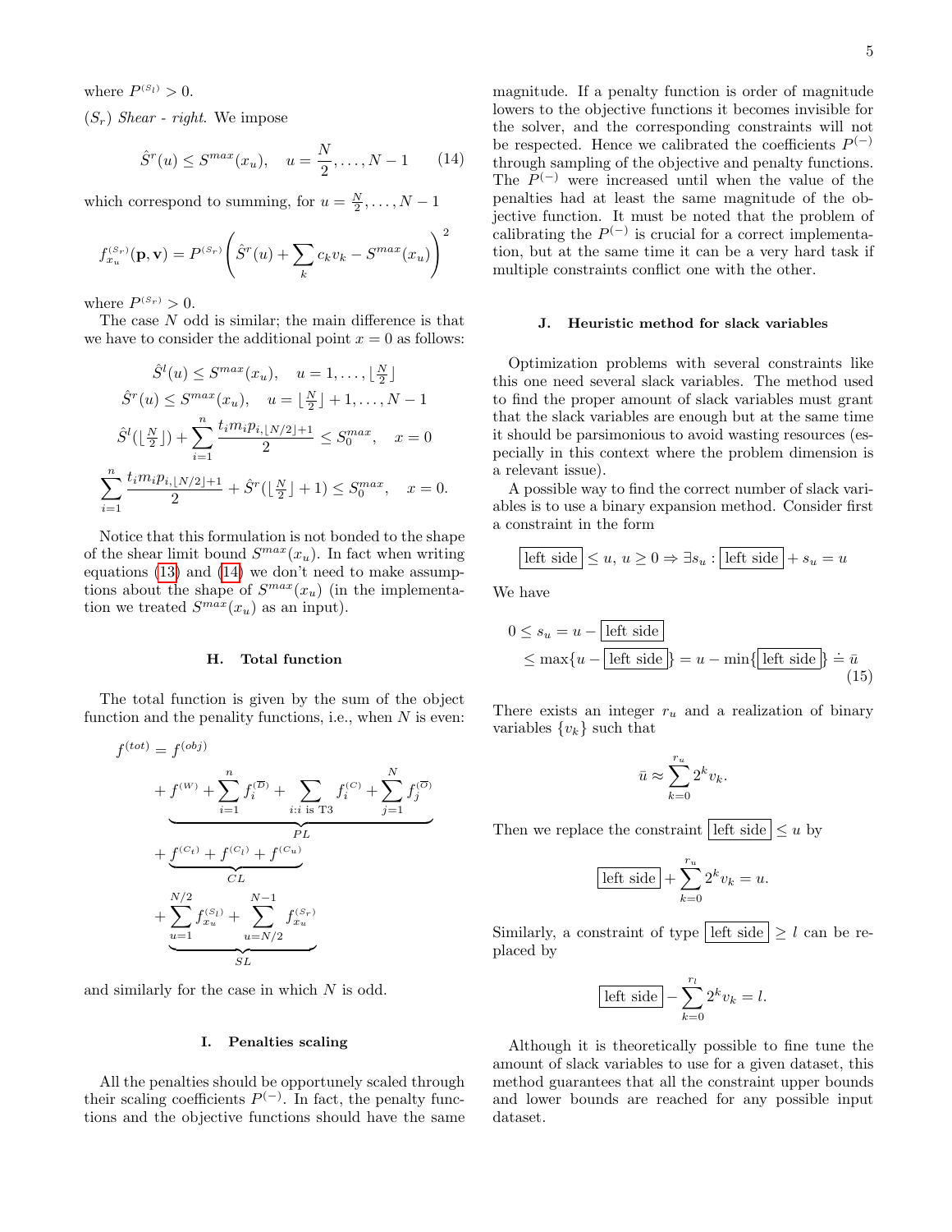where $P^{(S_l)} > 0$.

$(S_r)$ *Shear - right.* We impose

$$\hat{S}^r(u) \leq S^{max}(x_u), \quad u = \frac{N}{2}, \dots, N-1 \tag{14}$$

which correspond to summing, for $u = \frac{N}{2}, \dots, N-1$

$$f^{(S_r)}_{x_u}(\mathbf{p}, \mathbf{v}) = P^{(S_r)} \left( \hat{S}^r(u) + \sum_k c_k v_k - S^{max}(x_u) \right)^2$$

where $P^{(S_r)} > 0$.

The case $N$ odd is similar; the main difference is that we have to consider the additional point $x = 0$ as follows:

$$\hat{S}^l(u) \leq S^{max}(x_u), \quad u = 1, \dots, \lfloor \tfrac{N}{2} \rfloor$$

$$\hat{S}^r(u) \leq S^{max}(x_u), \quad u = \lfloor \tfrac{N}{2} \rfloor + 1, \dots, N-1$$

$$\hat{S}^l(\lfloor \tfrac{N}{2} \rfloor) + \sum_{i=1}^{n} \frac{t_i m_i p_{i, \lfloor N/2 \rfloor + 1}}{2} \leq S^{max}_0, \quad x = 0$$

$$\sum_{i=1}^{n} \frac{t_i m_i p_{i, \lfloor N/2 \rfloor + 1}}{2} + \hat{S}^r(\lfloor \tfrac{N}{2} \rfloor + 1) \leq S^{max}_0, \quad x = 0.$$

Notice that this formulation is not bonded to the shape of the shear limit bound $S^{max}(x_u)$. In fact when writing equations (13) and (14) we don't need to make assumptions about the shape of $S^{max}(x_u)$ (in the implementation we treated $S^{max}(x_u)$ as an input).

### H. Total function

The total function is given by the sum of the object function and the penality functions, i.e., when $N$ is even:

$$\begin{aligned} f^{(tot)} &= f^{(obj)} \\ &+ \underbrace{f^{(W)} + \sum_{i=1}^{n} f^{(\overline{D})}_i + \sum_{i: i \text{ is T3}} f^{(C)}_i + \sum_{j=1}^{N} f^{(\overline{O})}_j}_{PL} \\ &+ \underbrace{f^{(C_t)} + f^{(C_l)} + f^{(C_u)}}_{CL} \\ &+ \underbrace{\sum_{u=1}^{N/2} f^{(S_l)}_{x_u} + \sum_{u=N/2}^{N-1} f^{(S_r)}_{x_u}}_{SL} \end{aligned}$$

and similarly for the case in which $N$ is odd.

### I. Penalties scaling

All the penalties should be opportunely scaled through their scaling coefficients $P^{(-)}$. In fact, the penalty functions and the objective functions should have the same magnitude. If a penalty function is order of magnitude lowers to the objective functions it becomes invisible for the solver, and the corresponding constraints will not be respected. Hence we calibrated the coefficients $P^{(-)}$ through sampling of the objective and penalty functions. The $P^{(-)}$ were increased until when the value of the penalties had at least the same magnitude of the objective function. It must be noted that the problem of calibrating the $P^{(-)}$ is crucial for a correct implementation, but at the same time it can be a very hard task if multiple constraints conflict one with the other.

### J. Heuristic method for slack variables

Optimization problems with several constraints like this one need several slack variables. The method used to find the proper amount of slack variables must grant that the slack variables are enough but at the same time it should be parsimonious to avoid wasting resources (especially in this context where the problem dimension is a relevant issue).

A possible way to find the correct number of slack variables is to use a binary expansion method. Consider first a constraint in the form

$$\boxed{\text{left side}} \leq u, \; u \geq 0 \Rightarrow \exists s_u : \boxed{\text{left side}} + s_u = u$$

We have

$$\begin{aligned} 0 \leq s_u &= u - \boxed{\text{left side}} \\ &\leq \max\{u - \boxed{\text{left side}}\} = u - \min\{\boxed{\text{left side}}\} \doteq \bar{u} \end{aligned} \tag{15}$$

There exists an integer $r_u$ and a realization of binary variables $\{v_k\}$ such that

$$\bar{u} \approx \sum_{k=0}^{r_u} 2^k v_k.$$

Then we replace the constraint $\boxed{\text{left side}} \leq u$ by

$$\boxed{\text{left side}} + \sum_{k=0}^{r_u} 2^k v_k = u.$$

Similarly, a constraint of type $\boxed{\text{left side}} \geq l$ can be replaced by

$$\boxed{\text{left side}} - \sum_{k=0}^{r_l} 2^k v_k = l.$$

Although it is theoretically possible to fine tune the amount of slack variables to use for a given dataset, this method guarantees that all the constraint upper bounds and lower bounds are reached for any possible input dataset.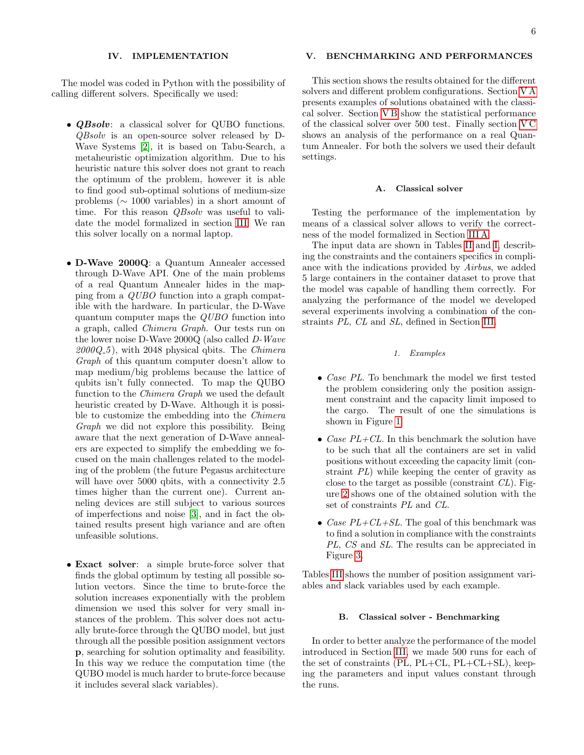## IV. IMPLEMENTATION

The model was coded in Python with the possibility of calling different solvers. Specifically we used:

- ***QBsolv***: a classical solver for QUBO functions. *QBsolv* is an open-source solver released by D-Wave Systems [2], it is based on Tabu-Search, a metaheuristic optimization algorithm. Due to his heuristic nature this solver does not grant to reach the optimum of the problem, however it is able to find good sub-optimal solutions of medium-size problems ($\sim$ 1000 variables) in a short amount of time. For this reason *QBsolv* was useful to validate the model formalized in section III. We ran this solver locally on a normal laptop.

- **D-Wave 2000Q**: a Quantum Annealer accessed through D-Wave API. One of the main problems of a real Quantum Annealer hides in the mapping from a *QUBO* function into a graph compatible with the hardware. In particular, the D-Wave quantum computer maps the *QUBO* function into a graph, called *Chimera Graph*. Our tests run on the lower noise D-Wave 2000Q (also called *D-Wave 2000Q_5*), with 2048 physical qbits. The *Chimera Graph* of this quantum computer doesn't allow to map medium/big problems because the lattice of qubits isn't fully connected. To map the QUBO function to the *Chimera Graph* we used the default heuristic created by D-Wave. Although it is possible to customize the embedding into the *Chimera Graph* we did not explore this possibility. Being aware that the next generation of D-Wave annealers are expected to simplify the embedding we focused on the main challenges related to the modeling of the problem (the future Pegasus architecture will have over 5000 qbits, with a connectivity 2.5 times higher than the current one). Current anneling devices are still subject to various sources of imperfections and noise [3], and in fact the obtained results present high variance and are often unfeasible solutions.

- **Exact solver**: a simple brute-force solver that finds the global optimum by testing all possible solution vectors. Since the time to brute-force the solution increases exponentially with the problem dimension we used this solver for very small instances of the problem. This solver does not actually brute-force through the QUBO model, but just through all the possible position assignment vectors $\mathbf{p}$, searching for solution optimality and feasibility. In this way we reduce the computation time (the QUBO model is much harder to brute-force because it includes several slack variables).

## V. BENCHMARKING AND PERFORMANCES

This section shows the results obtained for the different solvers and different problem configurations. Section V A presents examples of solutions obatained with the classical solver. Section V B show the statistical performance of the classical solver over 500 test. Finally section V C shows an analysis of the performance on a real Quantum Annealer. For both the solvers we used their default settings.

### A. Classical solver

Testing the performance of the implementation by means of a classical solver allows to verify the correctness of the model formalized in Section III A.

The input data are shown in Tables II and I, describing the constraints and the containers specifics in compliance with the indications provided by *Airbus*, we added 5 large containers in the container dataset to prove that the model was capable of handling them correctly. For analyzing the performance of the model we developed several experiments involving a combination of the constraints *PL*, *CL* and *SL*, defined in Section III.

#### *1. Examples*

- *Case PL*. To benchmark the model we first tested the problem considering only the position assignment constraint and the capacity limit imposed to the cargo. The result of one the simulations is shown in Figure 1.

- *Case PL+CL*. In this benchmark the solution have to be such that all the containers are set in valid positions without exceeding the capacity limit (constraint *PL*) while keeping the center of gravity as close to the target as possible (constraint *CL*). Figure 2 shows one of the obtained solution with the set of constraints *PL* and *CL*.

- *Case PL+CL+SL*. The goal of this benchmark was to find a solution in compliance with the constraints *PL*, *CS* and *SL*. The results can be appreciated in Figure 3.

Tables III shows the number of position assignment variables and slack variables used by each example.

### B. Classical solver - Benchmarking

In order to better analyze the performance of the model introduced in Section III, we made 500 runs for each of the set of constraints (PL, PL+CL, PL+CL+SL), keeping the parameters and input values constant through the runs.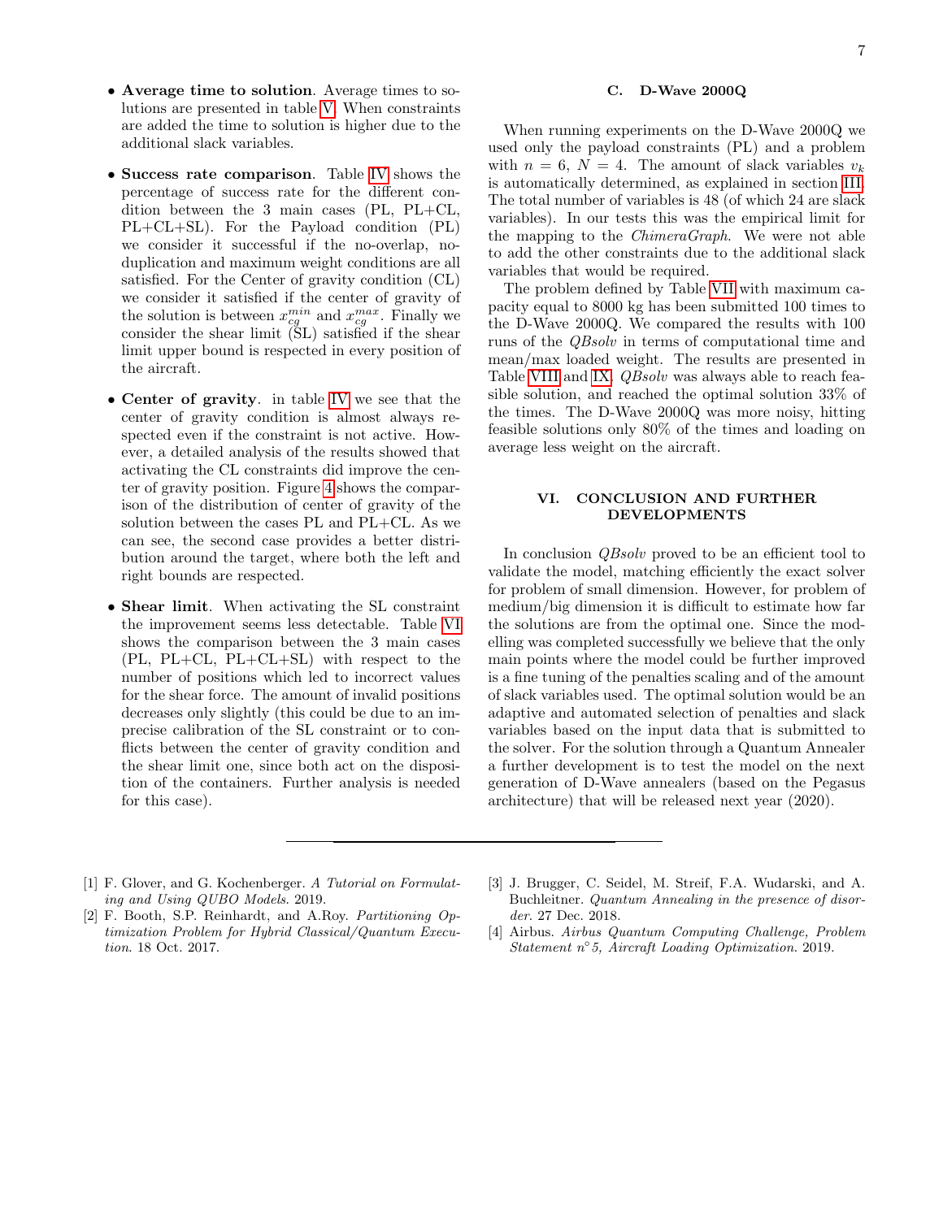- **Average time to solution**. Average times to solutions are presented in table V. When constraints are added the time to solution is higher due to the additional slack variables.

- **Success rate comparison**. Table IV shows the percentage of success rate for the different condition between the 3 main cases (PL, PL+CL, PL+CL+SL). For the Payload condition (PL) we consider it successful if the no-overlap, no-duplication and maximum weight conditions are all satisfied. For the Center of gravity condition (CL) we consider it satisfied if the center of gravity of the solution is between $x_{cg}^{min}$ and $x_{cg}^{max}$. Finally we consider the shear limit (SL) satisfied if the shear limit upper bound is respected in every position of the aircraft.

- **Center of gravity**. in table IV we see that the center of gravity condition is almost always respected even if the constraint is not active. However, a detailed analysis of the results showed that activating the CL constraints did improve the center of gravity position. Figure 4 shows the comparison of the distribution of center of gravity of the solution between the cases PL and PL+CL. As we can see, the second case provides a better distribution around the target, where both the left and right bounds are respected.

- **Shear limit**. When activating the SL constraint the improvement seems less detectable. Table VI shows the comparison between the 3 main cases (PL, PL+CL, PL+CL+SL) with respect to the number of positions which led to incorrect values for the shear force. The amount of invalid positions decreases only slightly (this could be due to an imprecise calibration of the SL constraint or to conflicts between the center of gravity condition and the shear limit one, since both act on the disposition of the containers. Further analysis is needed for this case).

### C. D-Wave 2000Q

When running experiments on the D-Wave 2000Q we used only the payload constraints (PL) and a problem with $n = 6$, $N = 4$. The amount of slack variables $v_k$ is automatically determined, as explained in section III. The total number of variables is 48 (of which 24 are slack variables). In our tests this was the empirical limit for the mapping to the *ChimeraGraph*. We were not able to add the other constraints due to the additional slack variables that would be required.

The problem defined by Table VII with maximum capacity equal to 8000 kg has been submitted 100 times to the D-Wave 2000Q. We compared the results with 100 runs of the *QBsolv* in terms of computational time and mean/max loaded weight. The results are presented in Table VIII and IX. *QBsolv* was always able to reach feasible solution, and reached the optimal solution 33% of the times. The D-Wave 2000Q was more noisy, hitting feasible solutions only 80% of the times and loading on average less weight on the aircraft.

## VI. CONCLUSION AND FURTHER DEVELOPMENTS

In conclusion *QBsolv* proved to be an efficient tool to validate the model, matching efficiently the exact solver for problem of small dimension. However, for problem of medium/big dimension it is difficult to estimate how far the solutions are from the optimal one. Since the modelling was completed successfully we believe that the only main points where the model could be further improved is a fine tuning of the penalties scaling and of the amount of slack variables used. The optimal solution would be an adaptive and automated selection of penalties and slack variables based on the input data that is submitted to the solver. For the solution through a Quantum Annealer a further development is to test the model on the next generation of D-Wave annealers (based on the Pegasus architecture) that will be released next year (2020).

---

[1] F. Glover, and G. Kochenberger. *A Tutorial on Formulating and Using QUBO Models*. 2019.

[2] F. Booth, S.P. Reinhardt, and A.Roy. *Partitioning Optimization Problem for Hybrid Classical/Quantum Execution*. 18 Oct. 2017.

[3] J. Brugger, C. Seidel, M. Streif, F.A. Wudarski, and A. Buchleitner. *Quantum Annealing in the presence of disorder*. 27 Dec. 2018.

[4] Airbus. *Airbus Quantum Computing Challenge, Problem Statement n°5, Aircraft Loading Optimization*. 2019.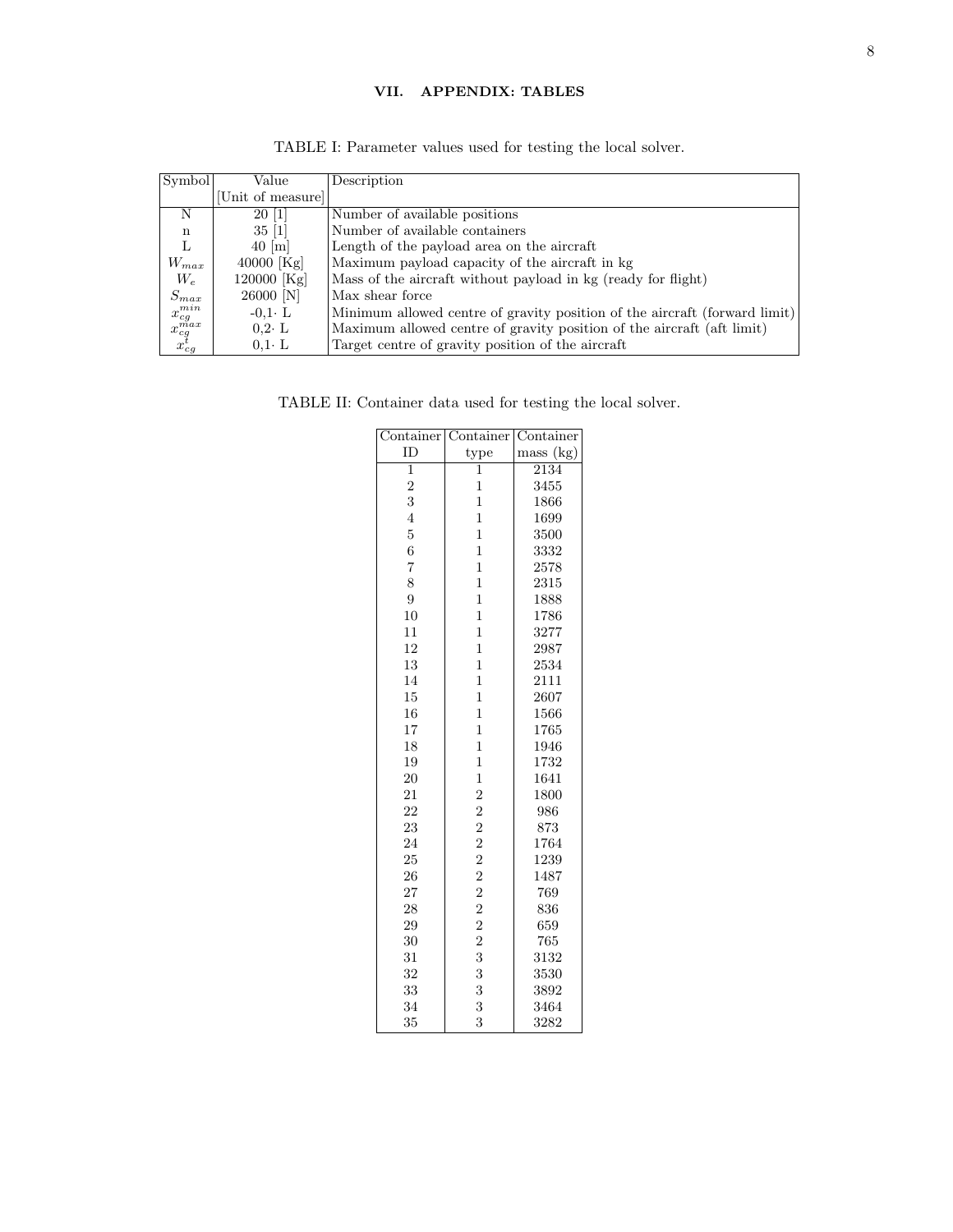## VII. APPENDIX: TABLES

TABLE I: Parameter values used for testing the local solver.

| Symbol | Value [Unit of measure] | Description |
|---|---|---|
| N | 20 [1] | Number of available positions |
| n | 35 [1] | Number of available containers |
| L | 40 [m] | Length of the payload area on the aircraft |
| $W_{max}$ | 40000 [Kg] | Maximum payload capacity of the aircraft in kg |
| $W_e$ | 120000 [Kg] | Mass of the aircraft without payload in kg (ready for flight) |
| $S_{max}$ | 26000 [N] | Max shear force |
| $x_{cg}^{min}$ | -0,1· L | Minimum allowed centre of gravity position of the aircraft (forward limit) |
| $x_{cg}^{max}$ | 0,2· L | Maximum allowed centre of gravity position of the aircraft (aft limit) |
| $x_{cg}^{t}$ | 0,1· L | Target centre of gravity position of the aircraft |

TABLE II: Container data used for testing the local solver.

| Container ID | Container type | Container mass (kg) |
|---|---|---|
| 1 | 1 | 2134 |
| 2 | 1 | 3455 |
| 3 | 1 | 1866 |
| 4 | 1 | 1699 |
| 5 | 1 | 3500 |
| 6 | 1 | 3332 |
| 7 | 1 | 2578 |
| 8 | 1 | 2315 |
| 9 | 1 | 1888 |
| 10 | 1 | 1786 |
| 11 | 1 | 3277 |
| 12 | 1 | 2987 |
| 13 | 1 | 2534 |
| 14 | 1 | 2111 |
| 15 | 1 | 2607 |
| 16 | 1 | 1566 |
| 17 | 1 | 1765 |
| 18 | 1 | 1946 |
| 19 | 1 | 1732 |
| 20 | 1 | 1641 |
| 21 | 2 | 1800 |
| 22 | 2 | 986 |
| 23 | 2 | 873 |
| 24 | 2 | 1764 |
| 25 | 2 | 1239 |
| 26 | 2 | 1487 |
| 27 | 2 | 769 |
| 28 | 2 | 836 |
| 29 | 2 | 659 |
| 30 | 2 | 765 |
| 31 | 3 | 3132 |
| 32 | 3 | 3530 |
| 33 | 3 | 3892 |
| 34 | 3 | 3464 |
| 35 | 3 | 3282 |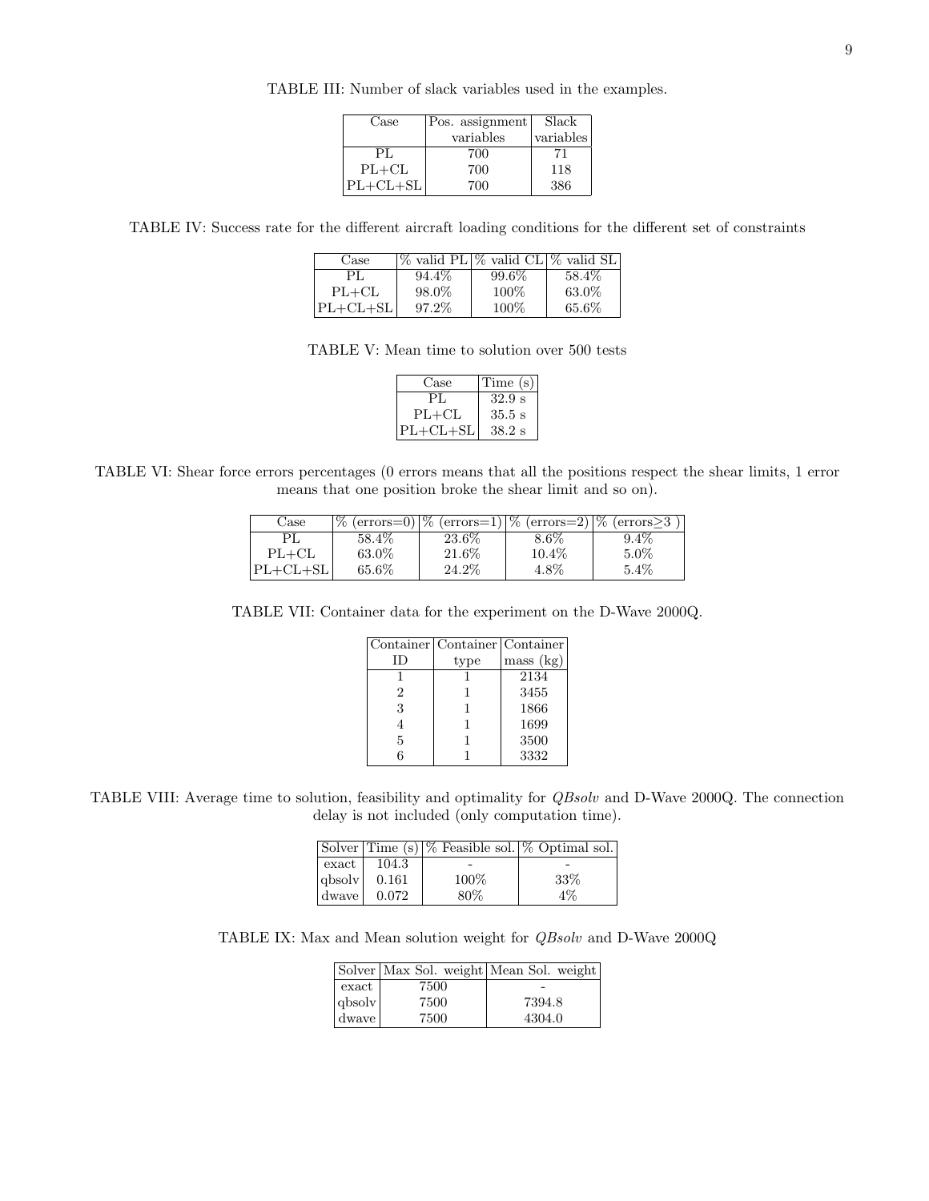TABLE III: Number of slack variables used in the examples.

| Case | Pos. assignment variables | Slack variables |
|---|---|---|
| PL | 700 | 71 |
| PL+CL | 700 | 118 |
| PL+CL+SL | 700 | 386 |

TABLE IV: Success rate for the different aircraft loading conditions for the different set of constraints

| Case | % valid PL | % valid CL | % valid SL |
|---|---|---|---|
| PL | 94.4% | 99.6% | 58.4% |
| PL+CL | 98.0% | 100% | 63.0% |
| PL+CL+SL | 97.2% | 100% | 65.6% |

TABLE V: Mean time to solution over 500 tests

| Case | Time (s) |
|---|---|
| PL | 32.9 s |
| PL+CL | 35.5 s |
| PL+CL+SL | 38.2 s |

TABLE VI: Shear force errors percentages (0 errors means that all the positions respect the shear limits, 1 error means that one position broke the shear limit and so on).

| Case | % (errors=0) | % (errors=1) | % (errors=2) | % (errors≥3 ) |
|---|---|---|---|---|
| PL | 58.4% | 23.6% | 8.6% | 9.4% |
| PL+CL | 63.0% | 21.6% | 10.4% | 5.0% |
| PL+CL+SL | 65.6% | 24.2% | 4.8% | 5.4% |

TABLE VII: Container data for the experiment on the D-Wave 2000Q.

| Container ID | Container type | Container mass (kg) |
|---|---|---|
| 1 | 1 | 2134 |
| 2 | 1 | 3455 |
| 3 | 1 | 1866 |
| 4 | 1 | 1699 |
| 5 | 1 | 3500 |
| 6 | 1 | 3332 |

TABLE VIII: Average time to solution, feasibility and optimality for *QBsolv* and D-Wave 2000Q. The connection delay is not included (only computation time).

| Solver | Time (s) | % Feasible sol. | % Optimal sol. |
|---|---|---|---|
| exact | 104.3 | - | - |
| qbsolv | 0.161 | 100% | 33% |
| dwave | 0.072 | 80% | 4% |

TABLE IX: Max and Mean solution weight for *QBsolv* and D-Wave 2000Q

| Solver | Max Sol. weight | Mean Sol. weight |
|---|---|---|
| exact | 7500 | - |
| qbsolv | 7500 | 7394.8 |
| dwave | 7500 | 4304.0 |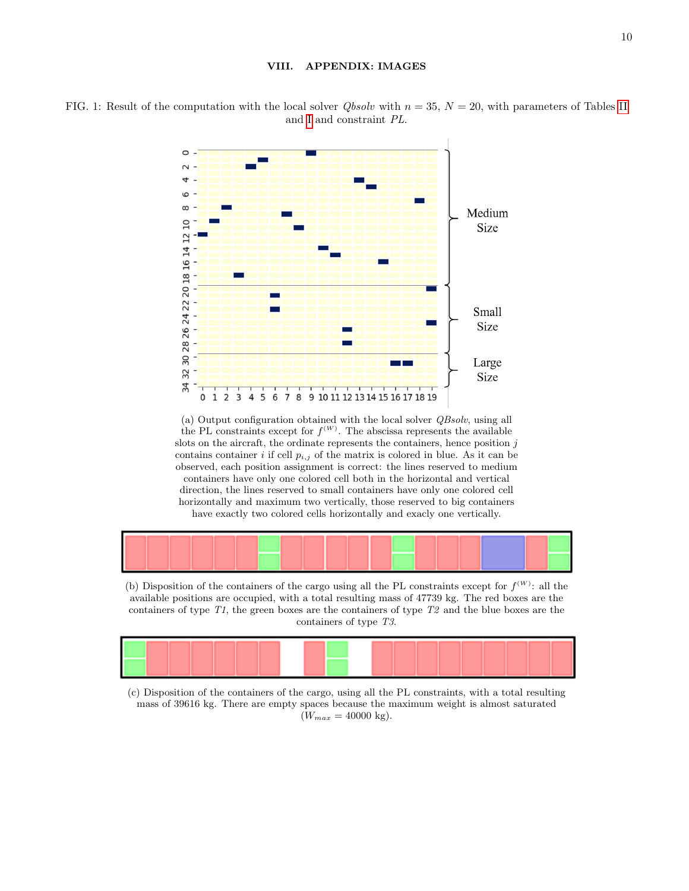## VIII. APPENDIX: IMAGES

FIG. 1: Result of the computation with the local solver *Qbsolv* with $n = 35$, $N = 20$, with parameters of Tables II and I and constraint *PL*.

(a) Output configuration obtained with the local solver *QBsolv*, using all the PL constraints except for $f^{(W)}$. The abscissa represents the available slots on the aircraft, the ordinate represents the containers, hence position $j$ contains container $i$ if cell $p_{i,j}$ of the matrix is colored in blue. As it can be observed, each position assignment is correct: the lines reserved to medium containers have only one colored cell both in the horizontal and vertical direction, the lines reserved to small containers have only one colored cell horizontally and maximum two vertically, those reserved to big containers have exactly two colored cells horizontally and exacly one vertically.

(b) Disposition of the containers of the cargo using all the PL constraints except for $f^{(W)}$: all the available positions are occupied, with a total resulting mass of 47739 kg. The red boxes are the containers of type *T1*, the green boxes are the containers of type *T2* and the blue boxes are the containers of type *T3*.

(c) Disposition of the containers of the cargo, using all the PL constraints, with a total resulting mass of 39616 kg. There are empty spaces because the maximum weight is almost saturated ($W_{max} = 40000$ kg).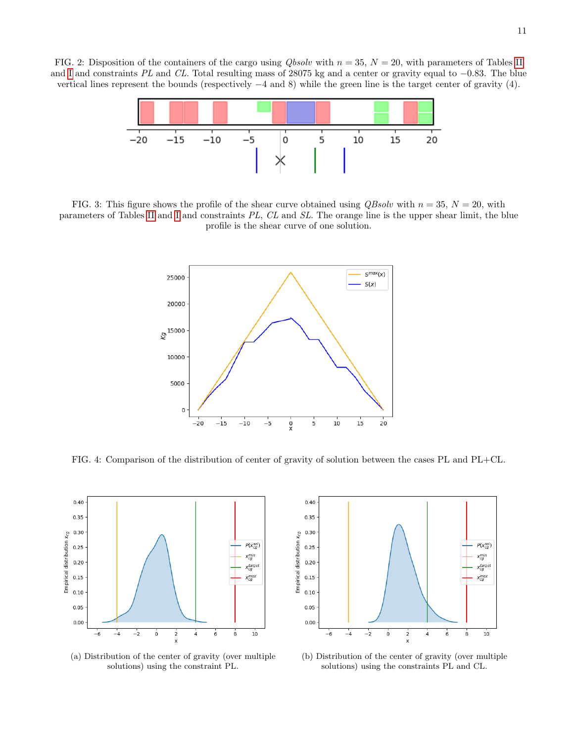FIG. 2: Disposition of the containers of the cargo using *Qbsolv* with $n = 35$, $N = 20$, with parameters of Tables II and I and constraints *PL* and *CL*. Total resulting mass of 28075 kg and a center or gravity equal to $-0.83$. The blue vertical lines represent the bounds (respectively $-4$ and 8) while the green line is the target center of gravity (4).

−20
−15
−10
−5
0
5
10
15
20

FIG. 3: This figure shows the profile of the shear curve obtained using *QBsolv* with $n = 35$, $N = 20$, with parameters of Tables II and I and constraints *PL*, *CL* and *SL*. The orange line is the upper shear limit, the blue profile is the shear curve of one solution.

$S^{max}(x)$
$S(x)$
Kg
x

FIG. 4: Comparison of the distribution of center of gravity of solution between the cases PL and PL+CL.

Empirical distribution $x_{cg}$
$P(x_{cg}^{sol})$
$x_{cg}^{min}$
$x_{cg}^{target}$
$x_{cg}^{max}$
x

(a) Distribution of the center of gravity (over multiple solutions) using the constraint PL.

(b) Distribution of the center of gravity (over multiple solutions) using the constraints PL and CL.